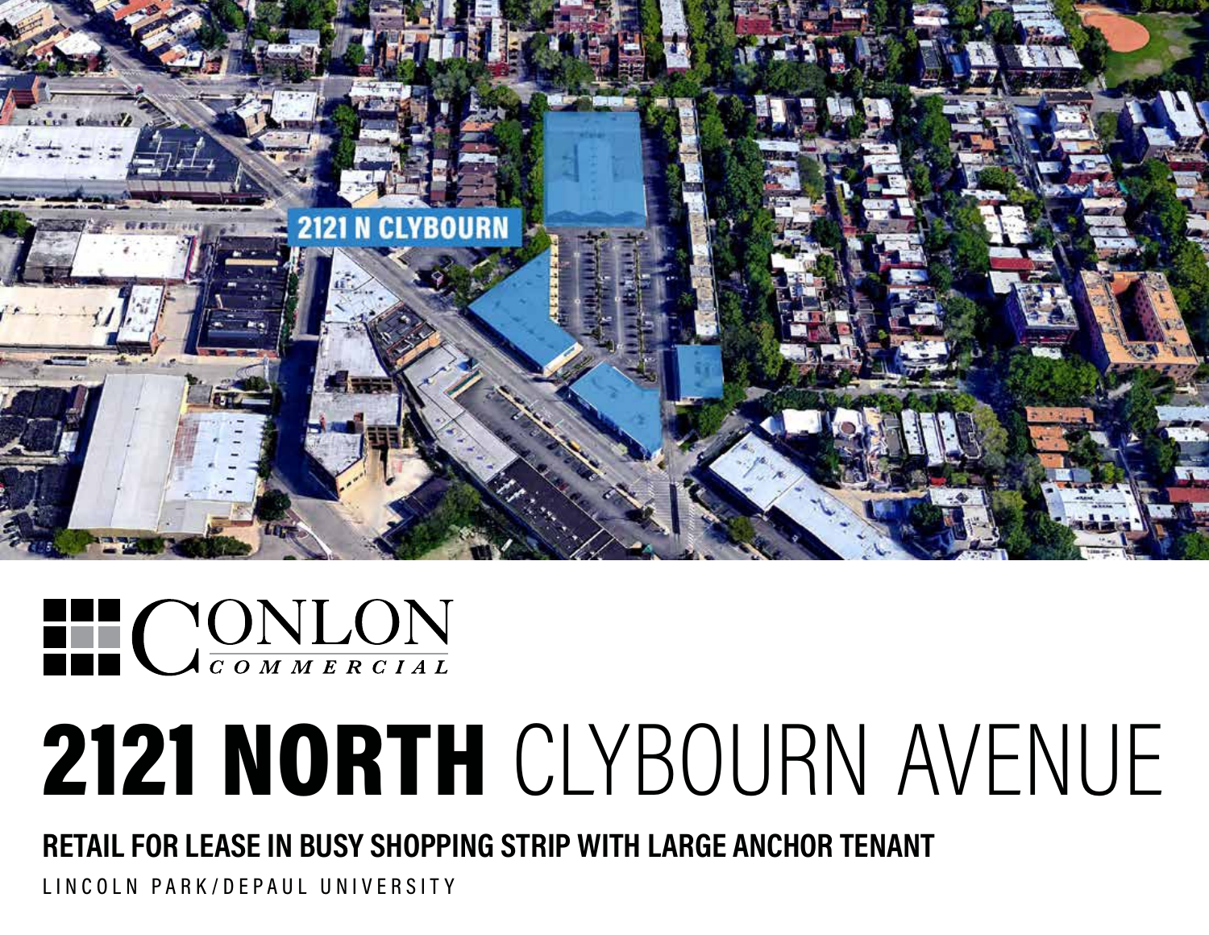2121 N CLYBOURN

CONLON COMMERCIAL

# 2121 NORTH CLYBOURN AVENUE

## RETAIL FOR LEASE IN BUSY SHOPPING STRIP WITH LARGE ANCHOR TENANT

LINCOLN PARK/DEPAUL UNIVERSITY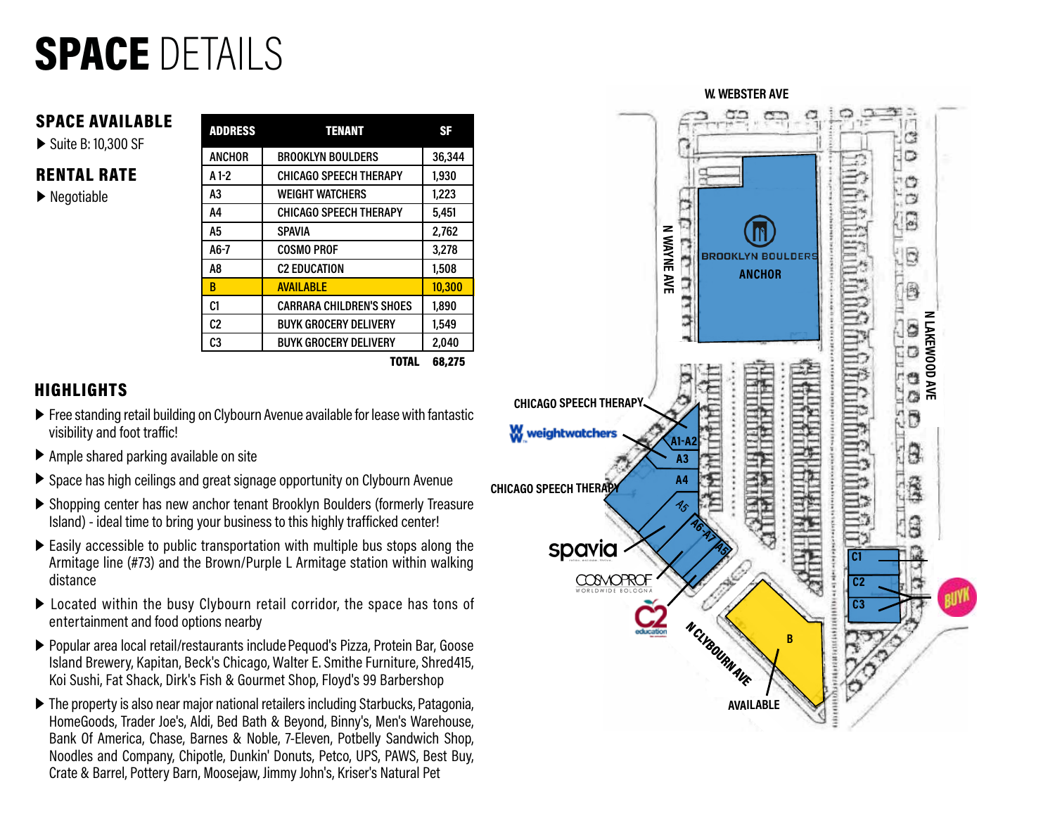# SPACE DETAILS

## SPACE AVAILABLE

- Suite B: 10,300 SF

## RENTAL RATE

- Negotiable

| ADDRESS | TENANT | SF |
|---|---|---|
| ANCHOR | BROOKLYN BOULDERS | 36,344 |
| A 1-2 | CHICAGO SPEECH THERAPY | 1,930 |
| A3 | WEIGHT WATCHERS | 1,223 |
| A4 | CHICAGO SPEECH THERAPY | 5,451 |
| A5 | SPAVIA | 2,762 |
| A6-7 | COSMO PROF | 3,278 |
| A8 | C2 EDUCATION | 1,508 |
| B | AVAILABLE | 10,300 |
| C1 | CARRARA CHILDREN'S SHOES | 1,890 |
| C2 | BUYK GROCERY DELIVERY | 1,549 |
| C3 | BUYK GROCERY DELIVERY | 2,040 |
| | TOTAL | 68,275 |

## HIGHLIGHTS

- Free standing retail building on Clybourn Avenue available for lease with fantastic visibility and foot traffic!
- Ample shared parking available on site
- Space has high ceilings and great signage opportunity on Clybourn Avenue
- Shopping center has new anchor tenant Brooklyn Boulders (formerly Treasure Island) - ideal time to bring your business to this highly trafficked center!
- Easily accessible to public transportation with multiple bus stops along the Armitage line (#73) and the Brown/Purple L Armitage station within walking distance
- Located within the busy Clybourn retail corridor, the space has tons of entertainment and food options nearby
- Popular area local retail/restaurants include Pequod's Pizza, Protein Bar, Goose Island Brewery, Kapitan, Beck's Chicago, Walter E. Smithe Furniture, Shred415, Koi Sushi, Fat Shack, Dirk's Fish & Gourmet Shop, Floyd's 99 Barbershop
- The property is also near major national retailers including Starbucks, Patagonia, HomeGoods, Trader Joe's, Aldi, Bed Bath & Beyond, Binny's, Men's Warehouse, Bank Of America, Chase, Barnes & Noble, 7-Eleven, Potbelly Sandwich Shop, Noodles and Company, Chipotle, Dunkin' Donuts, Petco, UPS, PAWS, Best Buy, Crate & Barrel, Pottery Barn, Moosejaw, Jimmy John's, Kriser's Natural Pet

W. WEBSTER AVE

N WAYNE AVE

N LAKEWOOD AVE

N CLYBOURN AVE

BROOKLYN BOULDERS ANCHOR

CHICAGO SPEECH THERAPY

weightwatchers

CHICAGO SPEECH THERAPY

spavia

COSMOPROF

C2 education

A1-A2

A3

A4

A5

A6-A7

A8

B

AVAILABLE

C1

C2

C3

BUYK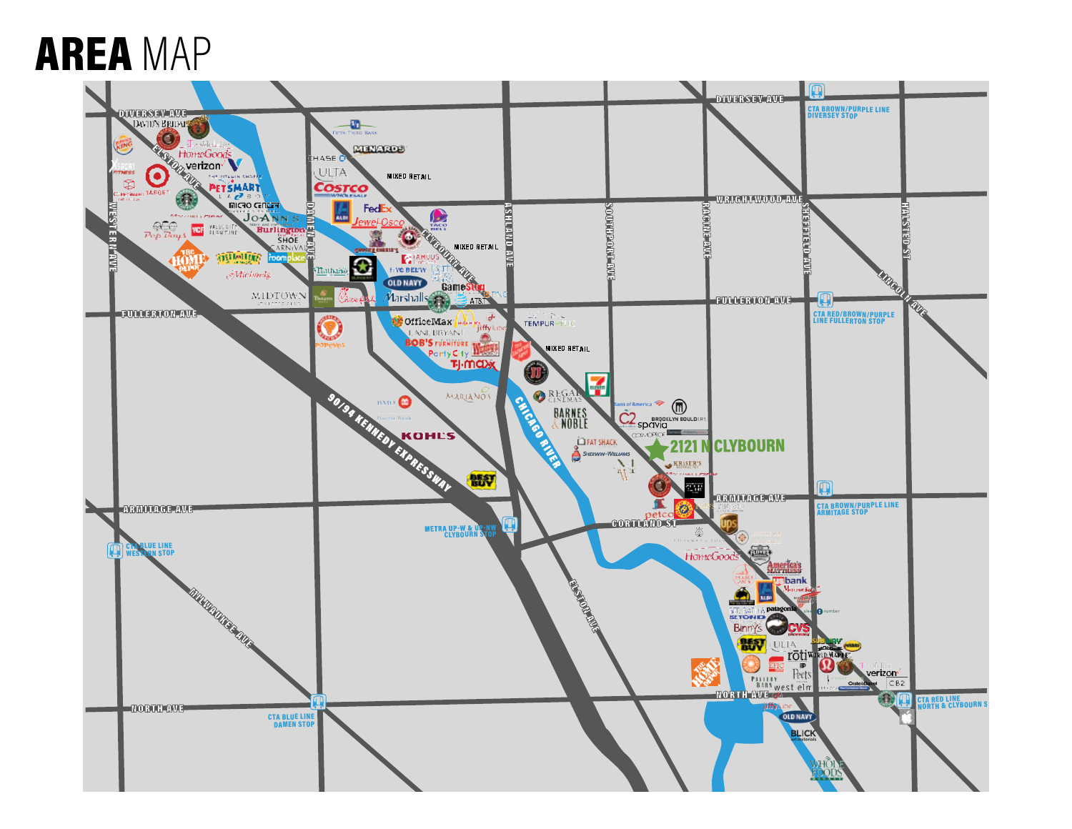# AREA MAP

DIVERSEY AVE

WRIGHTWOOD AVE

FULLERTON AVE

ARMITAGE AVE

CORTLAND ST

NORTH AVE

WESTERN AVE

DAMEN AVE

ASHLAND AVE

SOUTHPORT AVE

RACINE AVE

SHEFFIELD AVE

HALSTED ST

ELSTON AVE

CLYBOURN AVE

LINCOLN AVE

MILWAUKEE AVE

90/94 KENNEDY EXPRESSWAY

CHICAGO RIVER

MIXED RETAIL

MIXED RETAIL

MIXED RETAIL

2121 N CLYBOURN

CTA BROWN/PURPLE LINE DIVERSEY STOP

CTA RED/BROWN/PURPLE LINE FULLERTON STOP

CTA BROWN/PURPLE LINE ARMITAGE STOP

CTA RED LINE NORTH & CLYBOURN S

CTA BLUE LINE WESTERN STOP

CTA BLUE LINE DAMEN STOP

METRA UP-W & UP-NW CLYBOURN STOP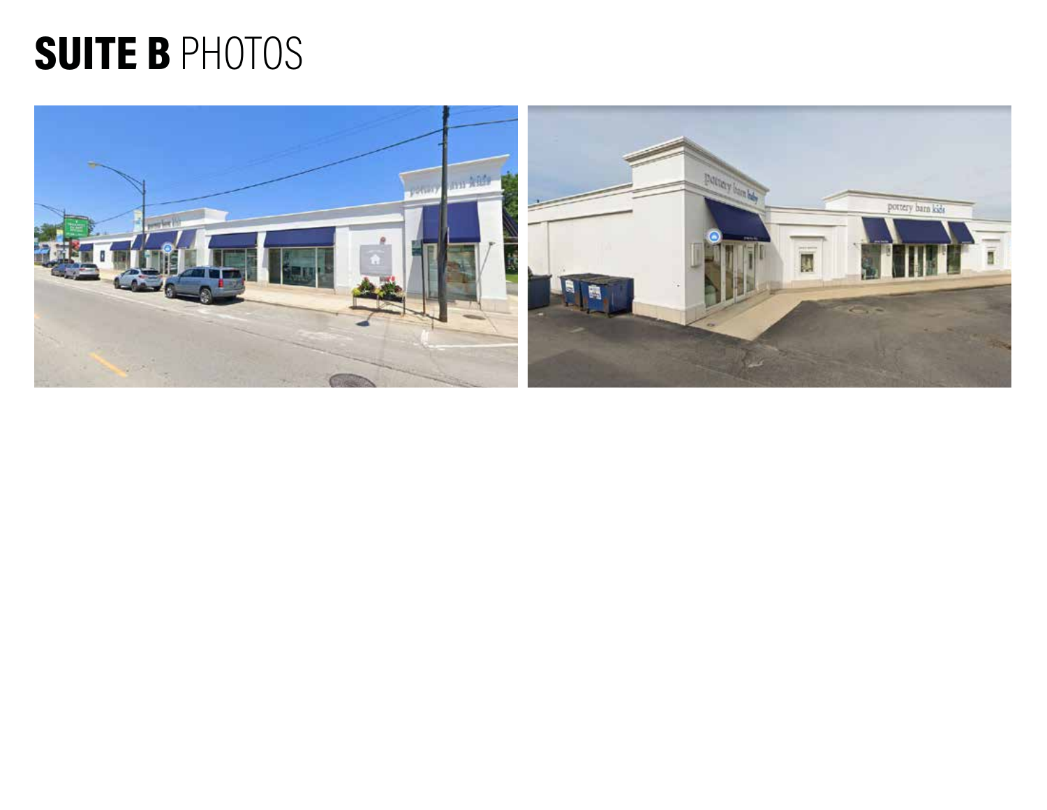# SUITE B PHOTOS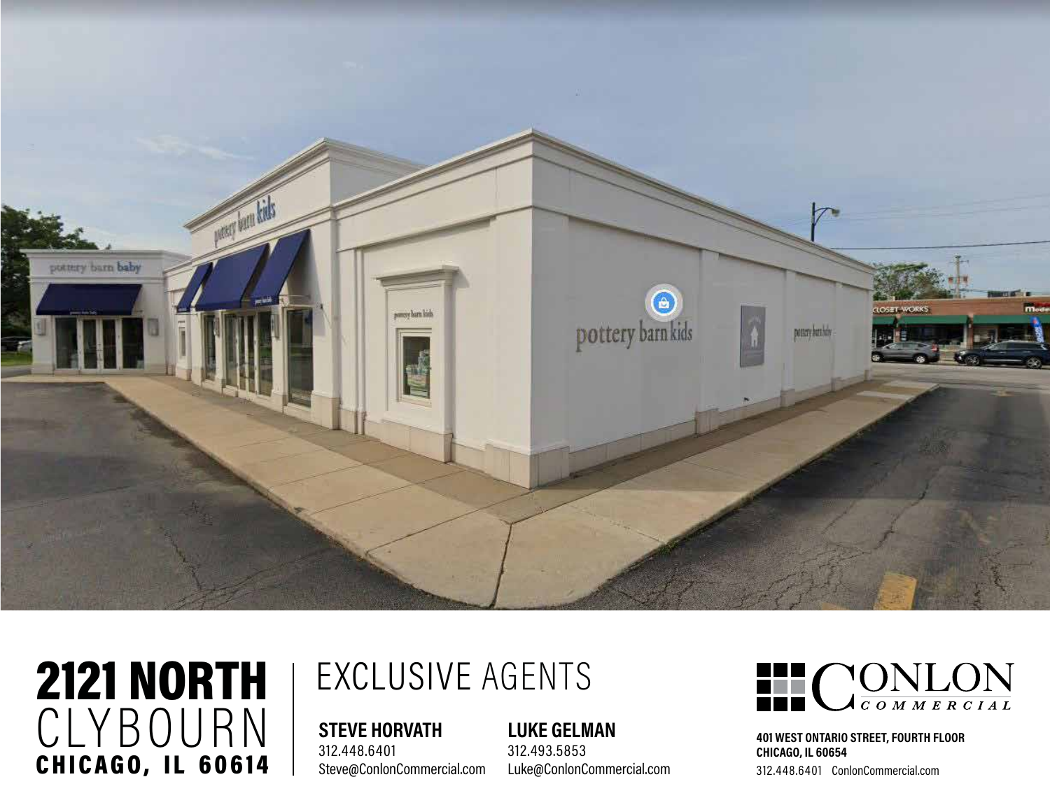# 2121 NORTH CLYBOURN

**CHICAGO, IL 60614**

## EXCLUSIVE AGENTS

**STEVE HORVATH**
312.448.6401
Steve@ConlonCommercial.com

**LUKE GELMAN**
312.493.5853
Luke@ConlonCommercial.com

CONLON COMMERCIAL

**401 WEST ONTARIO STREET, FOURTH FLOOR**
**CHICAGO, IL 60654**
312.448.6401 ConlonCommercial.com